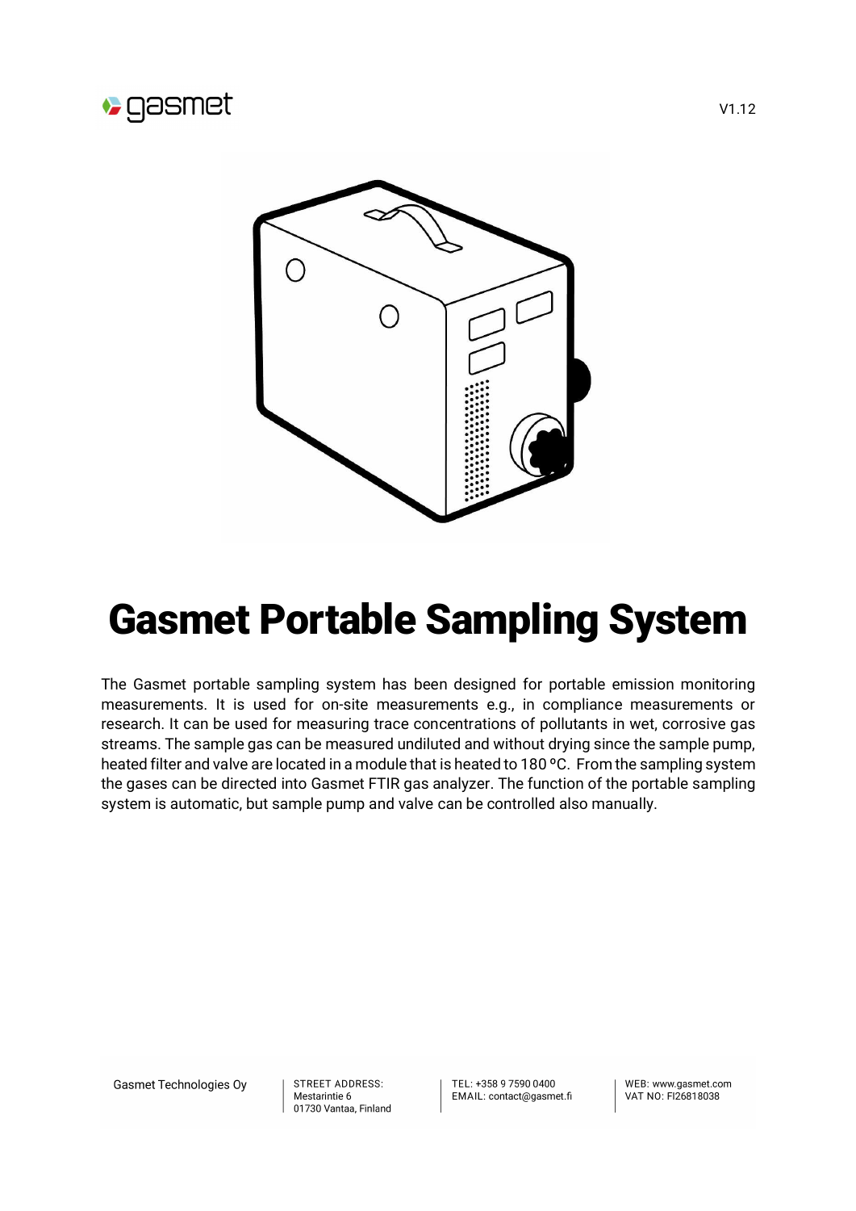V1.12

# Gasmet Portable Sampling System

The Gasmet portable sampling system has been designed for portable emission monitoring measurements. It is used for on-site measurements e.g., in compliance measurements or research. It can be used for measuring trace concentrations of pollutants in wet, corrosive gas streams. The sample gas can be measured undiluted and without drying since the sample pump, heated filter and valve are located in a module that is heated to 180 ºC. From the sampling system the gases can be directed into Gasmet FTIR gas analyzer. The function of the portable sampling system is automatic, but sample pump and valve can be controlled also manually.

Gasmet Technologies Oy

STREET ADDRESS:
Mestarintie 6
01730 Vantaa, Finland

TEL: +358 9 7590 0400
EMAIL: contact@gasmet.fi

WEB: www.gasmet.com
VAT NO: FI26818038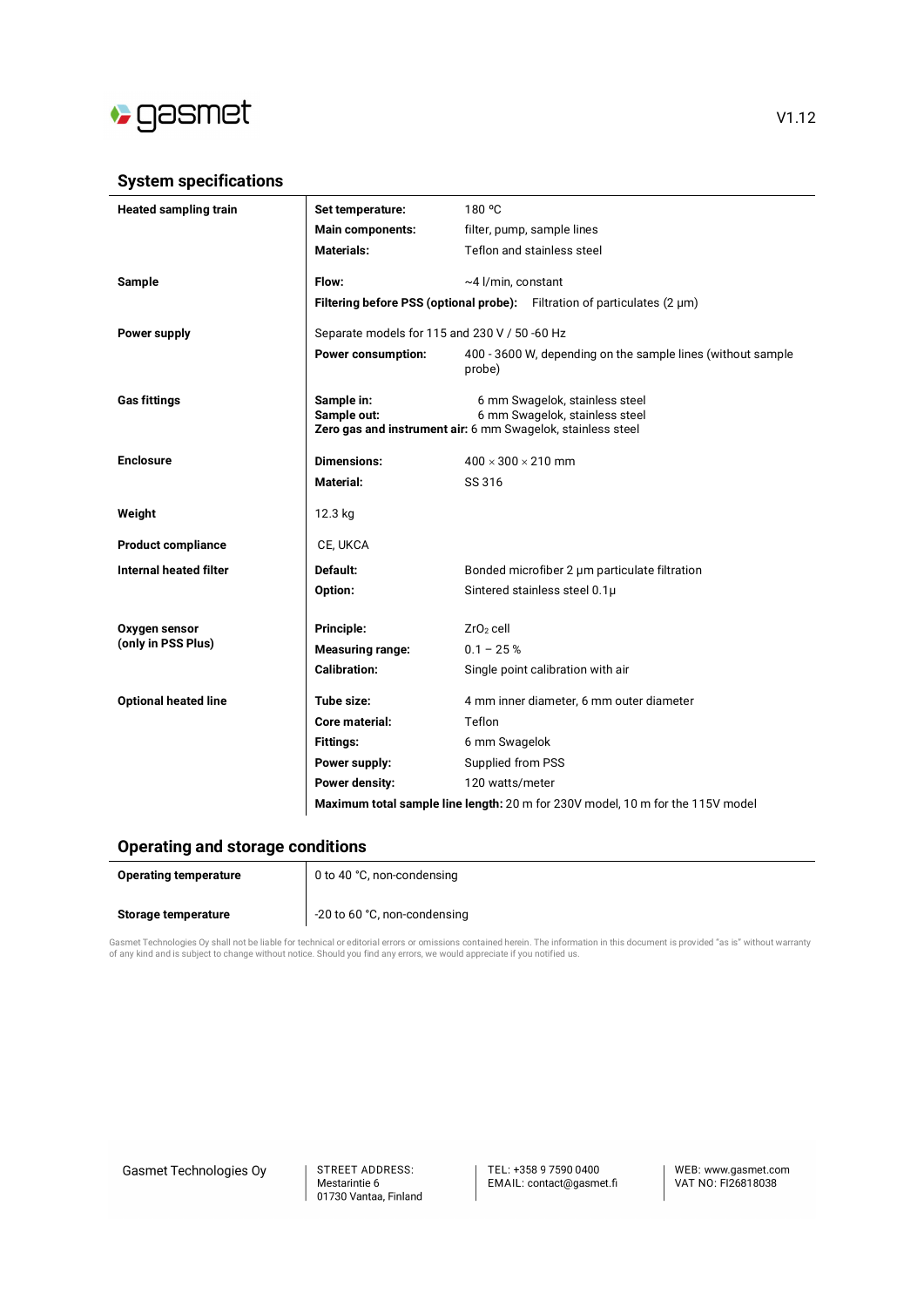## System specifications

| | | |
|---|---|---|
| **Heated sampling train** | **Set temperature:** | 180 ºC |
| | **Main components:** | filter, pump, sample lines |
| | **Materials:** | Teflon and stainless steel |
| **Sample** | **Flow:** | ~4 l/min, constant |
| | **Filtering before PSS (optional probe):** | Filtration of particulates (2 µm) |
| **Power supply** | Separate models for 115 and 230 V / 50 -60 Hz | |
| | **Power consumption:** | 400 - 3600 W, depending on the sample lines (without sample probe) |
| **Gas fittings** | **Sample in:** | 6 mm Swagelok, stainless steel |
| | **Sample out:** | 6 mm Swagelok, stainless steel |
| | **Zero gas and instrument air:** | 6 mm Swagelok, stainless steel |
| **Enclosure** | **Dimensions:** | 400 × 300 × 210 mm |
| | **Material:** | SS 316 |
| **Weight** | 12.3 kg | |
| **Product compliance** | CE, UKCA | |
| **Internal heated filter** | **Default:** | Bonded microfiber 2 µm particulate filtration |
| | **Option:** | Sintered stainless steel 0.1µ |
| **Oxygen sensor (only in PSS Plus)** | **Principle:** | $ZrO_2$ cell |
| | **Measuring range:** | 0.1 – 25 % |
| | **Calibration:** | Single point calibration with air |
| **Optional heated line** | **Tube size:** | 4 mm inner diameter, 6 mm outer diameter |
| | **Core material:** | Teflon |
| | **Fittings:** | 6 mm Swagelok |
| | **Power supply:** | Supplied from PSS |
| | **Power density:** | 120 watts/meter |
| | **Maximum total sample line length:** | 20 m for 230V model, 10 m for the 115V model |

## Operating and storage conditions

| | |
|---|---|
| **Operating temperature** | 0 to 40 °C, non-condensing |
| **Storage temperature** | -20 to 60 °C, non-condensing |

Gasmet Technologies Oy shall not be liable for technical or editorial errors or omissions contained herein. The information in this document is provided "as is" without warranty of any kind and is subject to change without notice. Should you find any errors, we would appreciate if you notified us.

Gasmet Technologies Oy

STREET ADDRESS:
Mestarintie 6
01730 Vantaa, Finland

TEL: +358 9 7590 0400
EMAIL: contact@gasmet.fi

WEB: www.gasmet.com
VAT NO: FI26818038